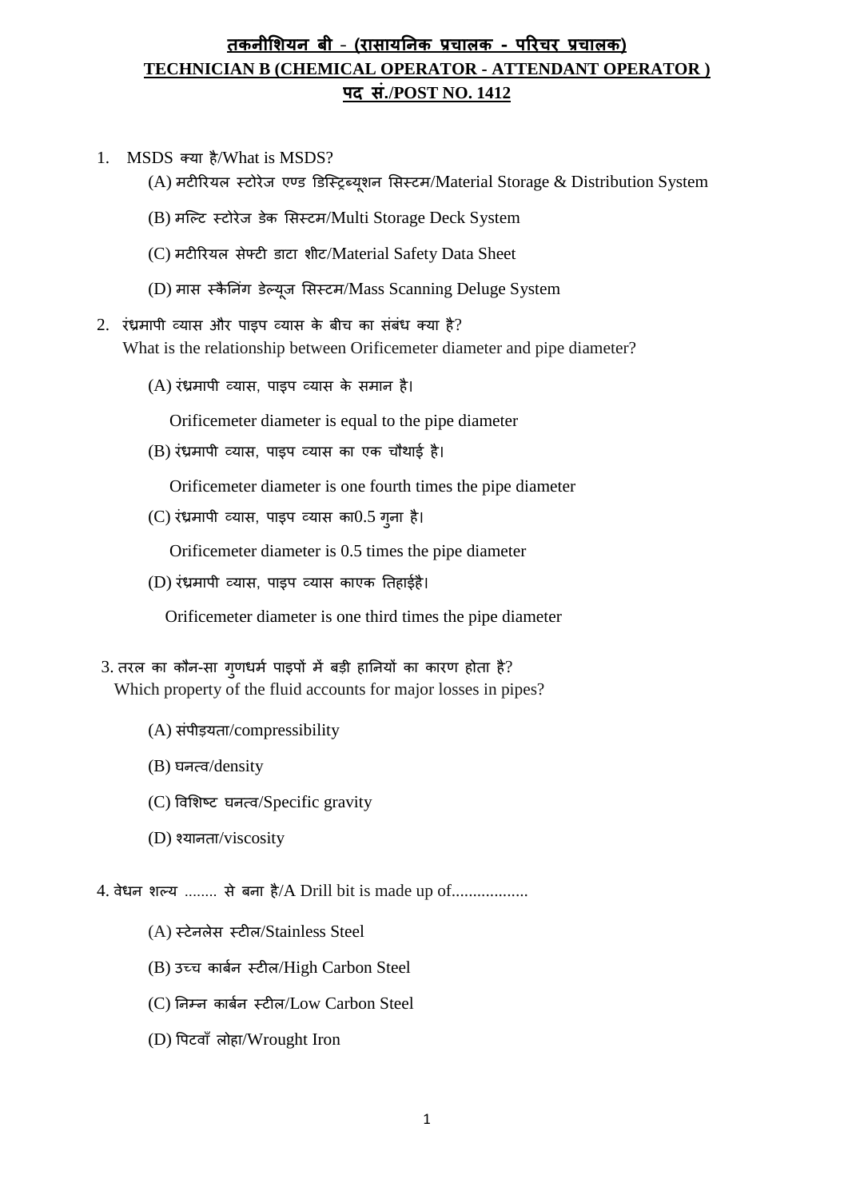# तकनीशियन बी - (रासायनिक प्रचालक - परिचर प्रचालक)
# TECHNICIAN B (CHEMICAL OPERATOR - ATTENDANT OPERATOR )
# पद सं./POST NO. 1412

1. MSDS क्या है/What is MSDS?

   (A) मटीरियल स्टोरेज एण्ड डिस्ट्रिब्यूशन सिस्टम/Material Storage & Distribution System

   (B) मल्टि स्टोरेज डेक सिस्टम/Multi Storage Deck System

   (C) मटीरियल सेफ्टी डाटा शीट/Material Safety Data Sheet

   (D) मास स्कैनिंग डेल्यूज सिस्टम/Mass Scanning Deluge System

2. रंध्रमापी व्यास और पाइप व्यास के बीच का संबंध क्या है?
   What is the relationship between Orificemeter diameter and pipe diameter?

   (A) रंध्रमापी व्यास, पाइप व्यास के समान है।

   Orificemeter diameter is equal to the pipe diameter

   (B) रंध्रमापी व्यास, पाइप व्यास का एक चौथाई है।

   Orificemeter diameter is one fourth times the pipe diameter

   (C) रंध्रमापी व्यास, पाइप व्यास का0.5 गुना है।

   Orificemeter diameter is 0.5 times the pipe diameter

   (D) रंध्रमापी व्यास, पाइप व्यास काएक तिहाईहै।

   Orificemeter diameter is one third times the pipe diameter

3. तरल का कौन-सा गुणधर्म पाइपों में बड़ी हानियों का कारण होता है?
   Which property of the fluid accounts for major losses in pipes?

   (A) संपीड़यता/compressibility

   (B) घनत्व/density

   (C) विशिष्ट घनत्व/Specific gravity

   (D) श्यानता/viscosity

4. वेधन शल्य ........ से बना है/A Drill bit is made up of..................

   (A) स्टेनलेस स्टील/Stainless Steel

   (B) उच्च कार्बन स्टील/High Carbon Steel

   (C) निम्न कार्बन स्टील/Low Carbon Steel

   (D) पिटवाँ लोहा/Wrought Iron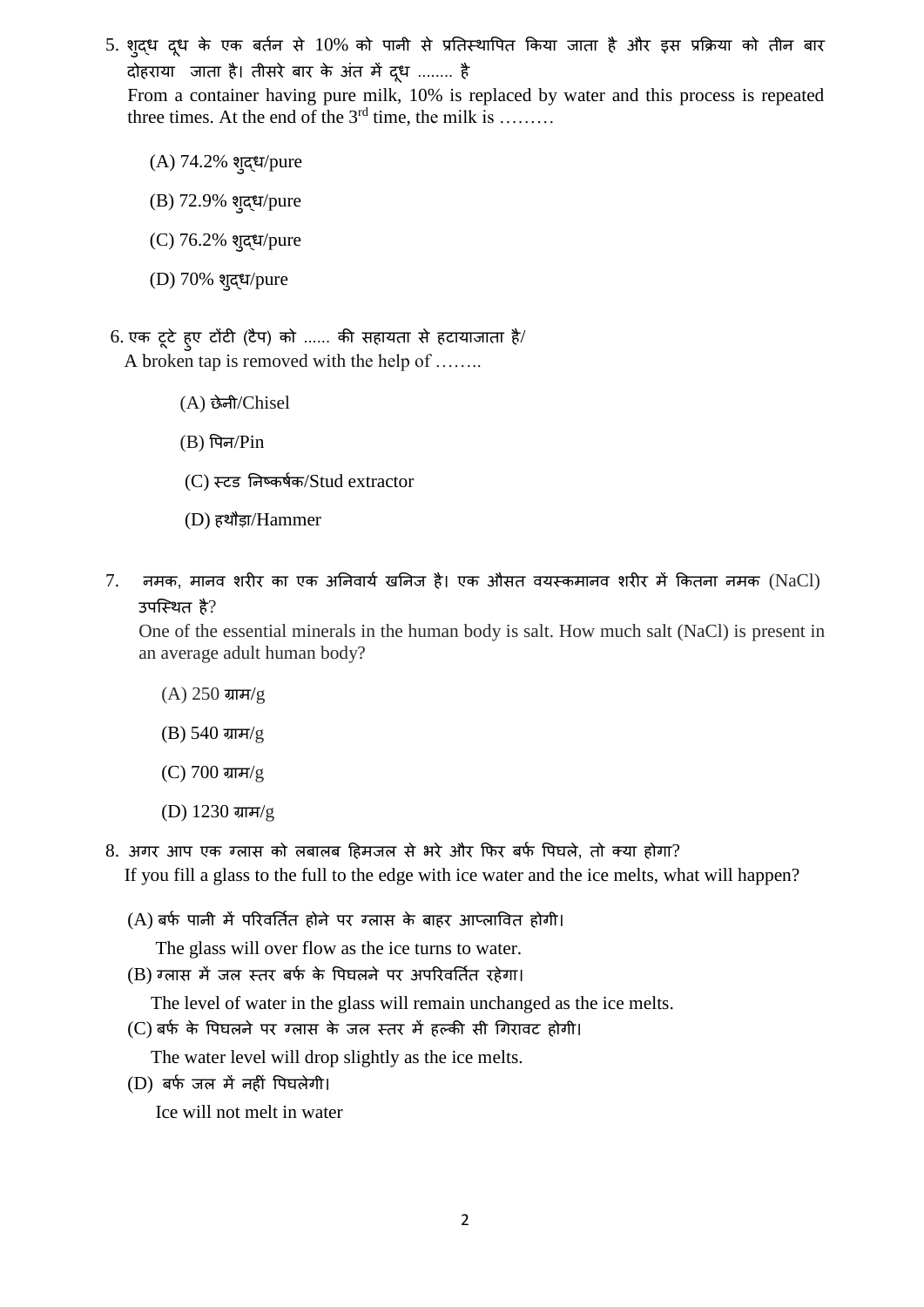5. शुद्ध दूध के एक बर्तन से 10% को पानी से प्रतिस्थापित किया जाता है और इस प्रक्रिया को तीन बार दोहराया जाता है। तीसरे बार के अंत में दूध ........ है

   From a container having pure milk, 10% is replaced by water and this process is repeated three times. At the end of the 3rd time, the milk is .........

   (A) 74.2% शुद्ध/pure

   (B) 72.9% शुद्ध/pure

   (C) 76.2% शुद्ध/pure

   (D) 70% शुद्ध/pure

6. एक टूटे हुए टोंटी (टैप) को ...... की सहायता से हटायाजाता है/

   A broken tap is removed with the help of ........

   (A) छेनी/Chisel

   (B) पिन/Pin

   (C) स्टड निष्कर्षक/Stud extractor

   (D) हथौड़ा/Hammer

7. नमक, मानव शरीर का एक अनिवार्य खनिज है। एक औसत वयस्कमानव शरीर में कितना नमक (NaCl) उपस्थित है?

   One of the essential minerals in the human body is salt. How much salt (NaCl) is present in an average adult human body?

   (A) 250 ग्राम/g

   (B) 540 ग्राम/g

   (C) 700 ग्राम/g

   (D) 1230 ग्राम/g

8. अगर आप एक ग्लास को लबालब हिमजल से भरे और फिर बर्फ पिघले, तो क्या होगा?

   If you fill a glass to the full to the edge with ice water and the ice melts, what will happen?

   (A) बर्फ पानी में परिवर्तित होने पर ग्लास के बाहर आप्लावित होगी।

   The glass will over flow as the ice turns to water.

   (B) ग्लास में जल स्तर बर्फ के पिघलने पर अपरिवर्तित रहेगा।

   The level of water in the glass will remain unchanged as the ice melts.

   (C) बर्फ के पिघलने पर ग्लास के जल स्तर में हल्की सी गिरावट होगी।

   The water level will drop slightly as the ice melts.

   (D) बर्फ जल में नहीं पिघलेगी।

   Ice will not melt in water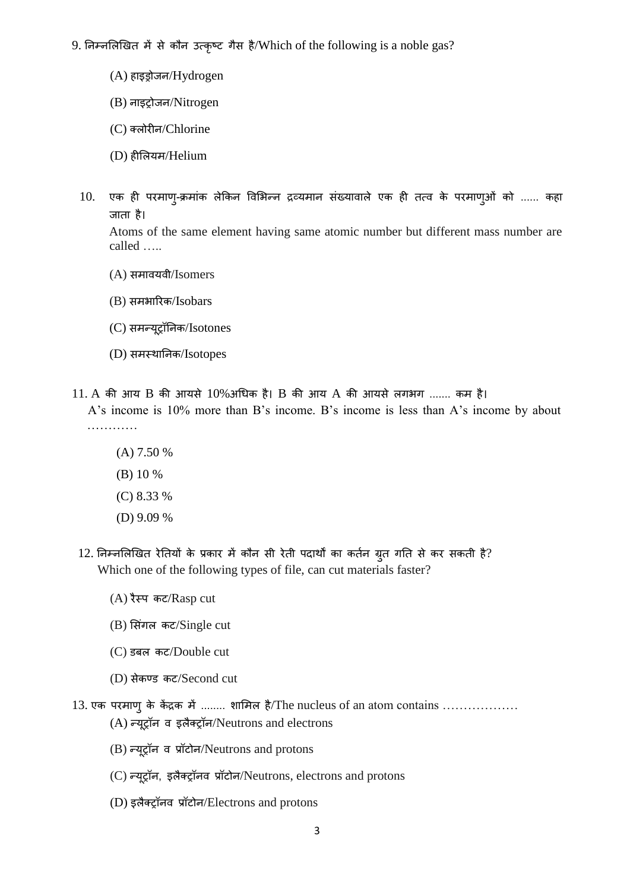9. निम्नलिखित में से कौन उत्कृष्ट गैस है/Which of the following is a noble gas?

(A) हाइड्रोजन/Hydrogen

(B) नाइट्रोजन/Nitrogen

(C) क्लोरीन/Chlorine

(D) हीलियम/Helium

10. एक ही परमाणु-क्रमांक लेकिन विभिन्न द्रव्यमान संख्यावाले एक ही तत्व के परमाणुओं को ...... कहा जाता है।
Atoms of the same element having same atomic number but different mass number are called …..

(A) समावयवी/Isomers

(B) समभारिक/Isobars

(C) समन्यूट्रॉनिक/Isotones

(D) समस्थानिक/Isotopes

11. A की आय B की आयसे 10%अधिक है। B की आय A की आयसे लगभग ....... कम है।
A's income is 10% more than B's income. B's income is less than A's income by about …………

(A) 7.50 %

(B) 10 %

(C) 8.33 %

(D) 9.09 %

12. निम्नलिखित रेतियों के प्रकार में कौन सी रेती पदार्थों का कर्तन ग्रुत गति से कर सकती है?
Which one of the following types of file, can cut materials faster?

(A) रैस्प कट/Rasp cut

(B) सिंगल कट/Single cut

(C) डबल कट/Double cut

(D) सेकण्ड कट/Second cut

13. एक परमाणु के केंद्रक में ........ शामिल है/The nucleus of an atom contains ………………

(A) न्यूट्रॉन व इलैक्ट्रॉन/Neutrons and electrons

(B) न्यूट्रॉन व प्रॉटोन/Neutrons and protons

(C) न्यूट्रॉन, इलैक्ट्रॉनव प्रॉटोन/Neutrons, electrons and protons

(D) इलैक्ट्रॉनव प्रॉटोन/Electrons and protons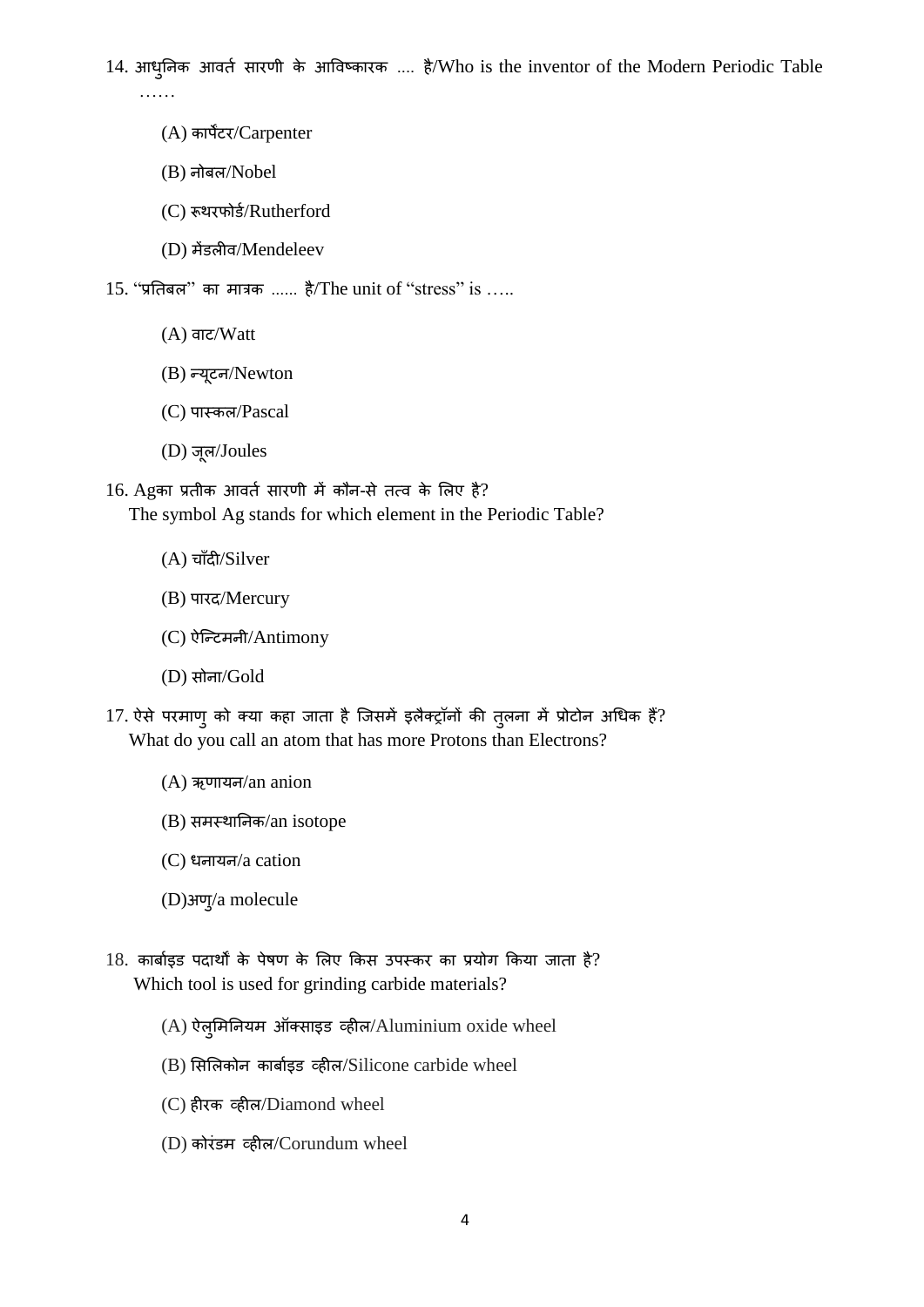14. आधुनिक आवर्त सारणी के आविष्कारक .... है/Who is the inventor of the Modern Periodic Table ……

(A) कार्पेंटर/Carpenter

(B) नोबल/Nobel

(C) रूथरफोर्ड/Rutherford

(D) मेंडलीव/Mendeleev

15. "प्रतिबल" का मात्रक ...... है/The unit of "stress" is …..

(A) वाट/Watt

(B) न्यूटन/Newton

(C) पास्कल/Pascal

(D) जूल/Joules

16. Agका प्रतीक आवर्त सारणी में कौन-से तत्व के लिए है?
The symbol Ag stands for which element in the Periodic Table?

(A) चाँदी/Silver

(B) पारद/Mercury

(C) ऐन्टिमनी/Antimony

(D) सोना/Gold

17. ऐसे परमाणु को क्या कहा जाता है जिसमें इलैक्ट्रॉनों की तुलना में प्रोटोन अधिक हैं?
What do you call an atom that has more Protons than Electrons?

(A) ऋणायन/an anion

(B) समस्थानिक/an isotope

(C) धनायन/a cation

(D)अणु/a molecule

18. कार्बाइड पदार्थों के पेषण के लिए किस उपस्कर का प्रयोग किया जाता है?
Which tool is used for grinding carbide materials?

(A) ऐलुमिनियम ऑक्साइड व्हील/Aluminium oxide wheel

(B) सिलिकोन कार्बाइड व्हील/Silicone carbide wheel

(C) हीरक व्हील/Diamond wheel

(D) कोरंडम व्हील/Corundum wheel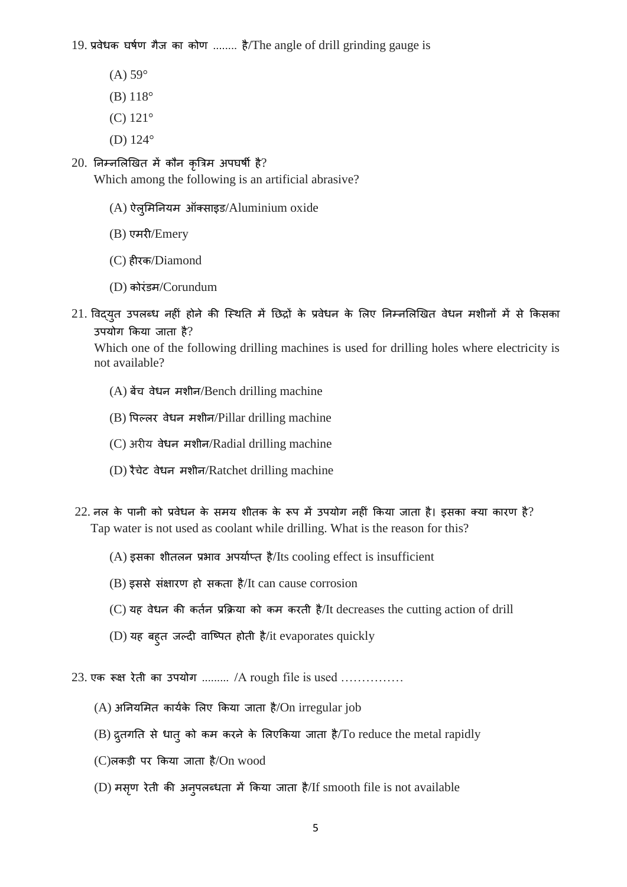19. प्रवेधक घर्षण गैज का कोण ........ है/The angle of drill grinding gauge is

    (A) 59°

    (B) 118°

    (C) 121°

    (D) 124°

20. निम्नलिखित में कौन कृत्रिम अपघर्षी है?
    Which among the following is an artificial abrasive?

    (A) ऐलुमिनियम ऑक्साइड/Aluminium oxide

    (B) एमरी/Emery

    (C) हीरक/Diamond

    (D) कोरंडम/Corundum

21. विद्युत उपलब्ध नहीं होने की स्थिति में छिद्रों के प्रवेधन के लिए निम्नलिखित वेधन मशीनों में से किसका उपयोग किया जाता है?
    Which one of the following drilling machines is used for drilling holes where electricity is not available?

    (A) बेंच वेधन मशीन/Bench drilling machine

    (B) पिल्लर वेधन मशीन/Pillar drilling machine

    (C) अरीय वेधन मशीन/Radial drilling machine

    (D) रैचेट वेधन मशीन/Ratchet drilling machine

22. नल के पानी को प्रवेधन के समय शीतक के रूप में उपयोग नहीं किया जाता है। इसका क्या कारण है?
    Tap water is not used as coolant while drilling. What is the reason for this?

    (A) इसका शीतलन प्रभाव अपर्याप्त है/Its cooling effect is insufficient

    (B) इससे संक्षारण हो सकता है/It can cause corrosion

    (C) यह वेधन की कर्तन प्रक्रिया को कम करती है/It decreases the cutting action of drill

    (D) यह बहुत जल्दी वाष्पित होती है/it evaporates quickly

23. एक रूक्ष रेती का उपयोग ......... /A rough file is used ……………

    (A) अनियमित कार्यके लिए किया जाता है/On irregular job

    (B) द्रुतगति से धातु को कम करने के लिएकिया जाता है/To reduce the metal rapidly

    (C)लकड़ी पर किया जाता है/On wood

    (D) मसृण रेती की अनुपलब्धता में किया जाता है/If smooth file is not available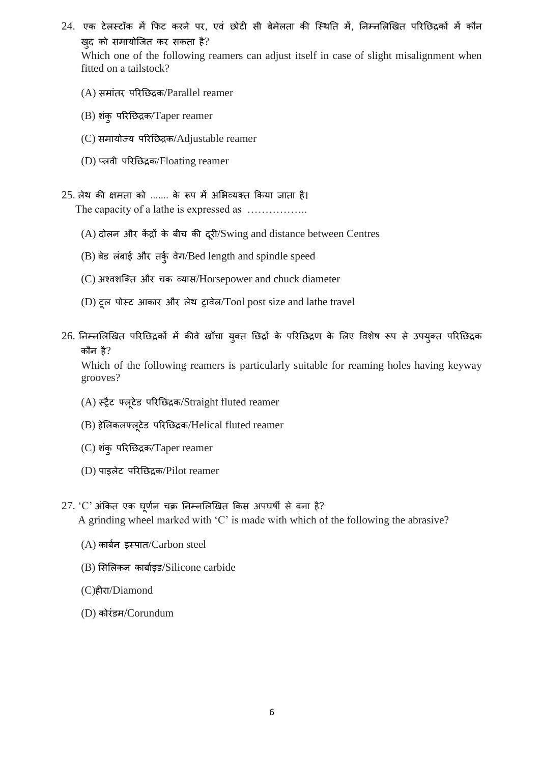24. एक टेलस्टॉक में फिट करने पर, एवं छोटी सी बेमेलता की स्थिति में, निम्नलिखित परिछिद्रकों में कौन खुद को समायोजित कर सकता है?

Which one of the following reamers can adjust itself in case of slight misalignment when fitted on a tailstock?

(A) समांतर परिछिद्रक/Parallel reamer

(B) शंकु परिछिद्रक/Taper reamer

(C) समायोज्य परिछिद्रक/Adjustable reamer

(D) प्लवी परिछिद्रक/Floating reamer

25. लेथ की क्षमता को ....... के रूप में अभिव्यक्त किया जाता है।

The capacity of a lathe is expressed as ……………..

(A) दोलन और केंद्रों के बीच की दूरी/Swing and distance between Centres

(B) बेड लंबाई और तर्कु वेग/Bed length and spindle speed

(C) अश्वशक्ति और चक व्यास/Horsepower and chuck diameter

(D) टूल पोस्ट आकार और लेथ ट्रावेल/Tool post size and lathe travel

26. निम्नलिखित परिछिद्रकों में कीवे खाँचा युक्त छिद्रों के परिछिद्रण के लिए विशेष रूप से उपयुक्त परिछिद्रक कौन है?

Which of the following reamers is particularly suitable for reaming holes having keyway grooves?

(A) स्ट्रैट फ्लूटेड परिछिद्रक/Straight fluted reamer

(B) हेलिकलफ्लूटेड परिछिद्रक/Helical fluted reamer

(C) शंकु परिछिद्रक/Taper reamer

(D) पाइलेट परिछिद्रक/Pilot reamer

27. 'C' अंकित एक घूर्णन चक्र निम्नलिखित किस अपघर्षी से बना है?

A grinding wheel marked with 'C' is made with which of the following the abrasive?

(A) कार्बन इस्पात/Carbon steel

(B) सिलिकन कार्बाइड/Silicone carbide

(C)हीरा/Diamond

(D) कोरंडम/Corundum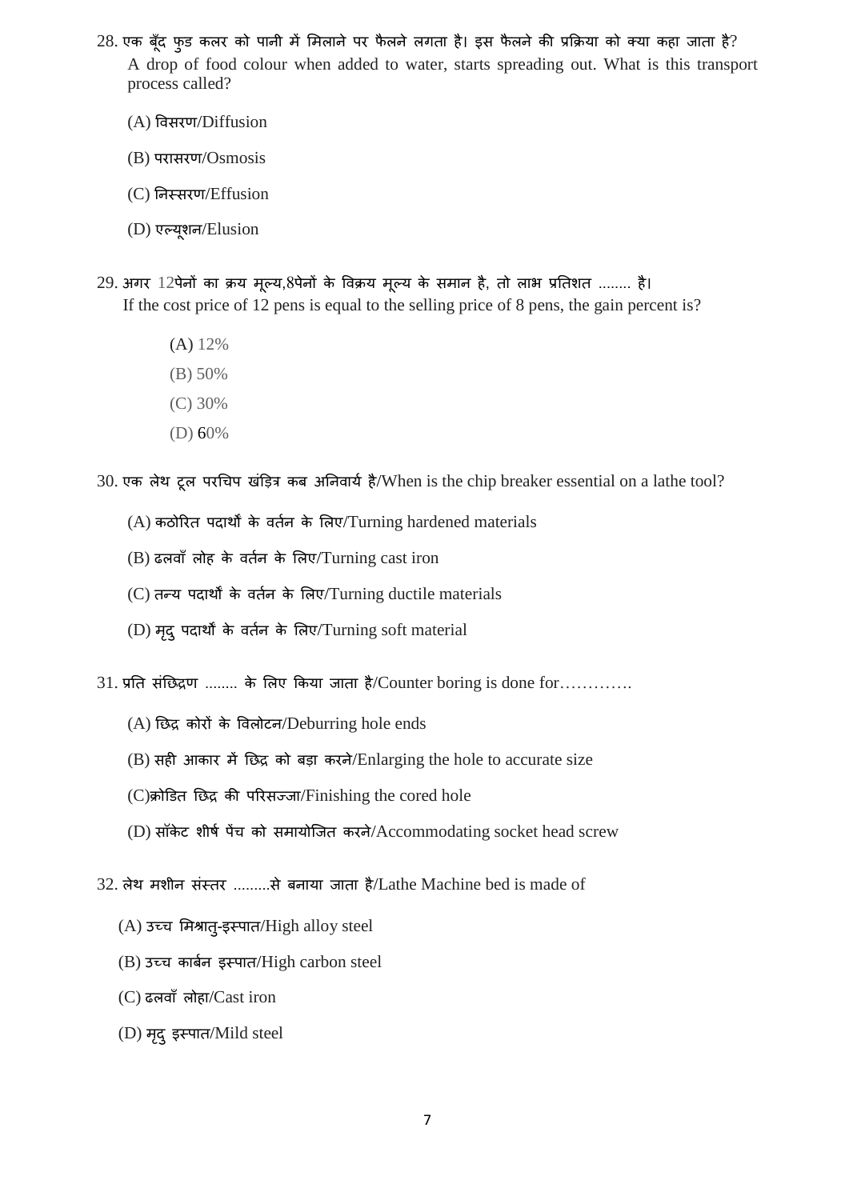28. एक बूँद फुड कलर को पानी में मिलाने पर फैलने लगता है। इस फैलने की प्रक्रिया को क्या कहा जाता है?
A drop of food colour when added to water, starts spreading out. What is this transport process called?

(A) विसरण/Diffusion

(B) परासरण/Osmosis

(C) निस्सरण/Effusion

(D) एल्यूशन/Elusion

29. अगर 12पेनों का क्रय मूल्य,8पेनों के विक्रय मूल्य के समान है, तो लाभ प्रतिशत ........ है।
If the cost price of 12 pens is equal to the selling price of 8 pens, the gain percent is?

(A) 12%
(B) 50%
(C) 30%
(D) 60%

30. एक लेथ टूल परचिप खंड़ित्र कब अनिवार्य है/When is the chip breaker essential on a lathe tool?

(A) कठोरित पदार्थों के वर्तन के लिए/Turning hardened materials

(B) ढलवाँ लोह के वर्तन के लिए/Turning cast iron

(C) तन्य पदार्थों के वर्तन के लिए/Turning ductile materials

(D) मृदु पदार्थों के वर्तन के लिए/Turning soft material

31. प्रति संछिद्रण ........ के लिए किया जाता है/Counter boring is done for………….

(A) छिद्र कोरों के विलोटन/Deburring hole ends

(B) सही आकार में छिद्र को बड़ा करने/Enlarging the hole to accurate size

(C)क्रोडित छिद्र की परिसज्जा/Finishing the cored hole

(D) सॉकेट शीर्ष पेंच को समायोजित करने/Accommodating socket head screw

32. लेथ मशीन संस्तर .........से बनाया जाता है/Lathe Machine bed is made of

(A) उच्च मिश्रातु-इस्पात/High alloy steel

(B) उच्च कार्बन इस्पात/High carbon steel

(C) ढलवाँ लोहा/Cast iron

(D) मृदु इस्पात/Mild steel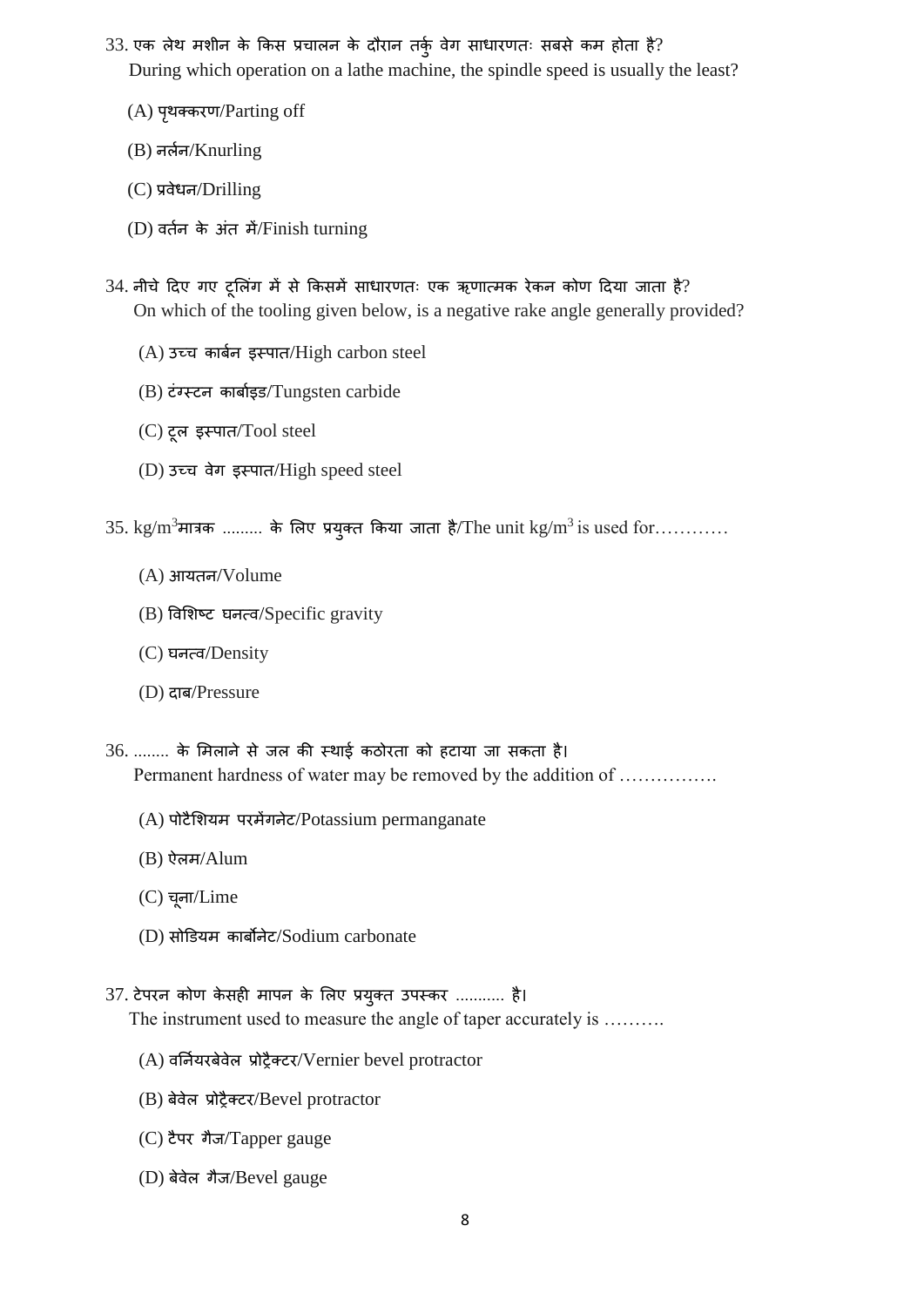33. एक लेथ मशीन के किस प्रचालन के दौरान तर्कु वेग साधारणतः सबसे कम होता है?
During which operation on a lathe machine, the spindle speed is usually the least?

(A) पृथक्करण/Parting off

(B) नर्लन/Knurling

(C) प्रवेधन/Drilling

(D) वर्तन के अंत में/Finish turning

34. नीचे दिए गए टूलिंग में से किसमें साधारणतः एक ऋणात्मक रेकन कोण दिया जाता है?
On which of the tooling given below, is a negative rake angle generally provided?

(A) उच्च कार्बन इस्पात/High carbon steel

(B) टंग्स्टन कार्बाइड/Tungsten carbide

(C) टूल इस्पात/Tool steel

(D) उच्च वेग इस्पात/High speed steel

35. $kg/m^3$मात्रक ......... के लिए प्रयुक्त किया जाता है/The unit $kg/m^3$ is used for…………

(A) आयतन/Volume

(B) विशिष्ट घनत्व/Specific gravity

(C) घनत्व/Density

(D) दाब/Pressure

36. ........ के मिलाने से जल की स्थाई कठोरता को हटाया जा सकता है।
Permanent hardness of water may be removed by the addition of …………….

(A) पोटैशियम परमेंगनेट/Potassium permanganate

(B) ऐलम/Alum

(C) चूना/Lime

(D) सोडियम कार्बोनेट/Sodium carbonate

37. टेपरन कोण केसही मापन के लिए प्रयुक्त उपस्कर ........... है।
The instrument used to measure the angle of taper accurately is ……….

(A) वर्नियरबेवेल प्रोट्रैक्टर/Vernier bevel protractor

(B) बेवेल प्रोट्रैक्टर/Bevel protractor

(C) टैपर गैज/Tapper gauge

(D) बेवेल गैज/Bevel gauge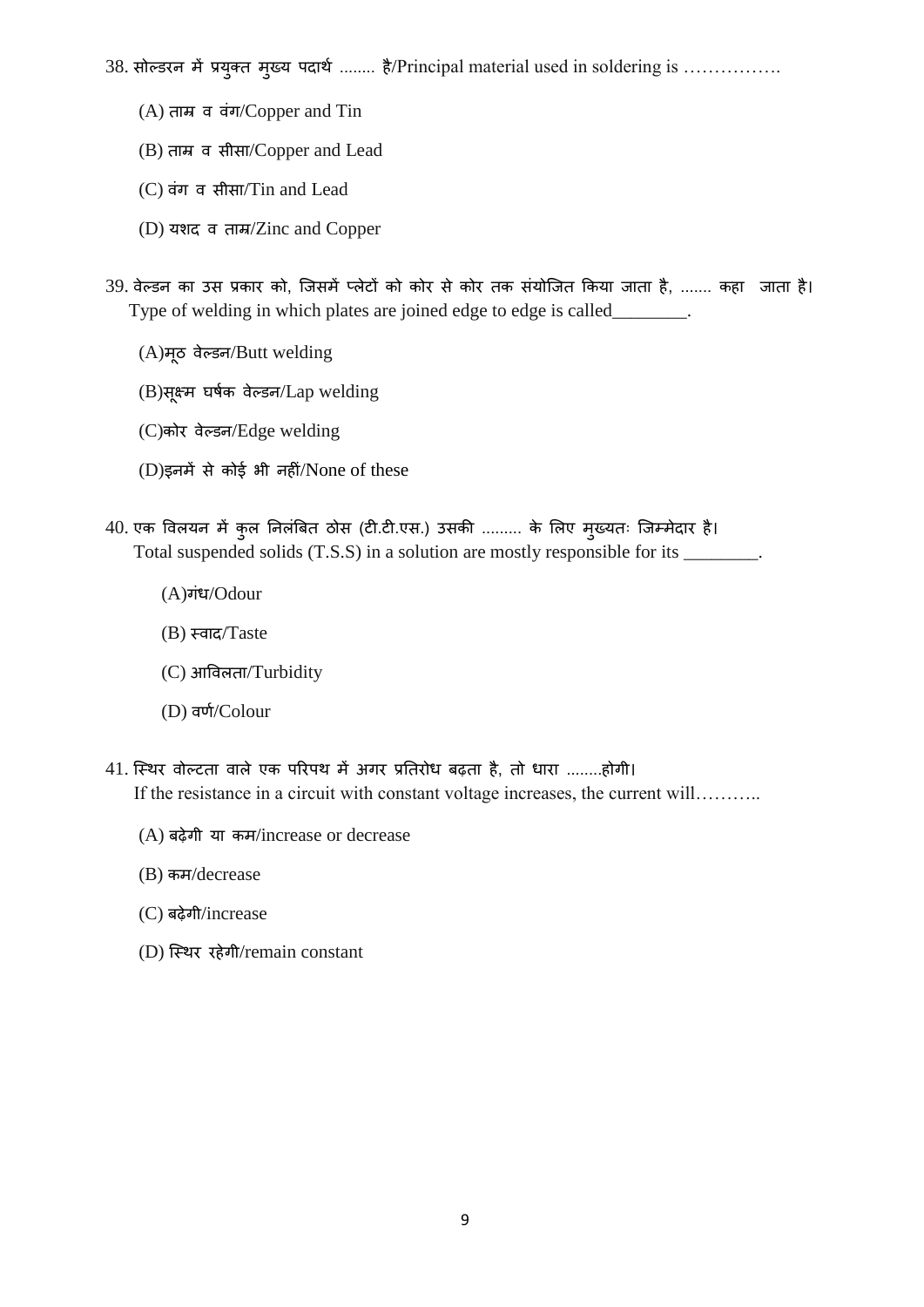38. सोल्डरन में प्रयुक्त मुख्य पदार्थ ........ है/Principal material used in soldering is …………….

(A) ताम्र व वंग/Copper and Tin

(B) ताम्र व सीसा/Copper and Lead

(C) वंग व सीसा/Tin and Lead

(D) यशद व ताम्र/Zinc and Copper

39. वेल्डन का उस प्रकार को, जिसमें प्लेटों को कोर से कोर तक संयोजित किया जाता है, ....... कहा जाता है।
Type of welding in which plates are joined edge to edge is called________.

(A)मूठ वेल्डन/Butt welding

(B)सूक्ष्म घर्षक वेल्डन/Lap welding

(C)कोर वेल्डन/Edge welding

(D)इनमें से कोई भी नहीं/None of these

40. एक विलयन में कुल निलंबित ठोस (टी.टी.एस.) उसकी ......... के लिए मुख्यतः जिम्मेदार है।
Total suspended solids (T.S.S) in a solution are mostly responsible for its ________.

(A)गंध/Odour

(B) स्वाद/Taste

(C) आविलता/Turbidity

(D) वर्ण/Colour

41. स्थिर वोल्टता वाले एक परिपथ में अगर प्रतिरोध बढ़ता है, तो धारा ........होगी।
If the resistance in a circuit with constant voltage increases, the current will………..

(A) बढ़ेगी या कम/increase or decrease

(B) कम/decrease

(C) बढ़ेगी/increase

(D) स्थिर रहेगी/remain constant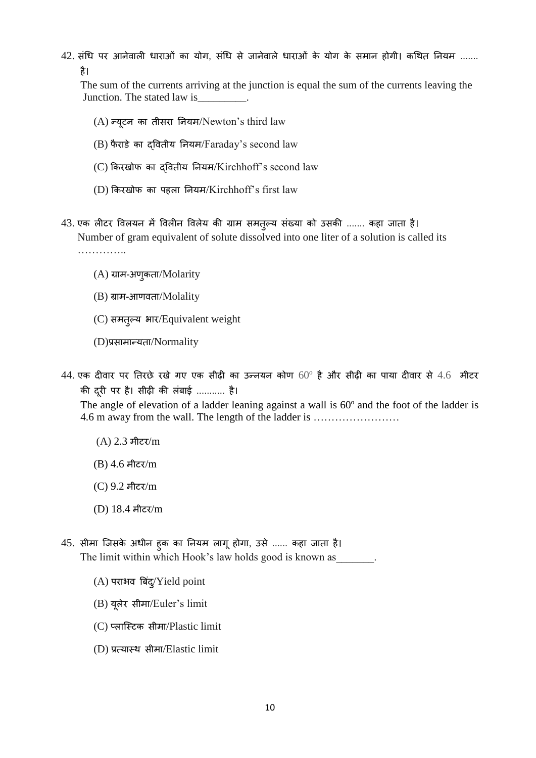42. संधि पर आनेवाली धाराओं का योग, संधि से जानेवाले धाराओं के योग के समान होगी। कथित नियम ....... है।

The sum of the currents arriving at the junction is equal the sum of the currents leaving the Junction. The stated law is_________.

(A) न्यूटन का तीसरा नियम/Newton's third law

(B) फैराडे का द्वितीय नियम/Faraday's second law

(C) किरखोफ का द्वितीय नियम/Kirchhoff's second law

(D) किरखोफ का पहला नियम/Kirchhoff's first law

43. एक लीटर विलयन में विलीन विलेय की ग्राम समतुल्य संख्या को उसकी ....... कहा जाता है।

Number of gram equivalent of solute dissolved into one liter of a solution is called its …………..

(A) ग्राम-अणुकता/Molarity

(B) ग्राम-आणवता/Molality

(C) समतुल्य भार/Equivalent weight

(D)प्रसामान्यता/Normality

44. एक दीवार पर तिरछे रखे गए एक सीढ़ी का उन्नयन कोण $60^o$ है और सीढ़ी का पाया दीवार से 4.6 मीटर की दूरी पर है। सीढ़ी की लंबाई ........... है।

The angle of elevation of a ladder leaning against a wall is $60^o$ and the foot of the ladder is 4.6 m away from the wall. The length of the ladder is ……………………

(A) 2.3 मीटर/m

(B) 4.6 मीटर/m

(C) 9.2 मीटर/m

(D) 18.4 मीटर/m

45. सीमा जिसके अधीन हुक का नियम लागू होगा, उसे ...... कहा जाता है।

The limit within which Hook's law holds good is known as_______.

(A) पराभव बिंदु/Yield point

(B) यूलेर सीमा/Euler's limit

(C) प्लास्टिक सीमा/Plastic limit

(D) प्रत्यास्थ सीमा/Elastic limit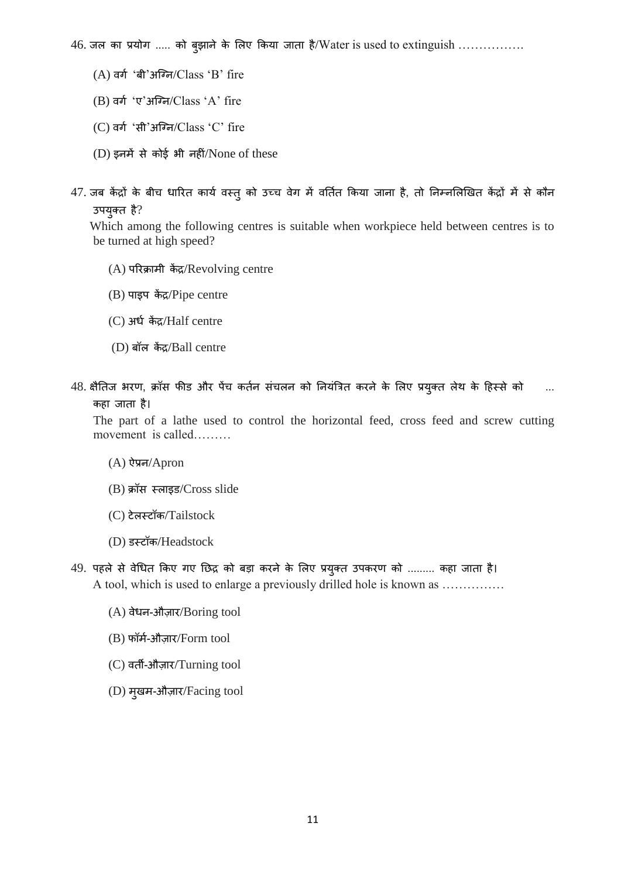46. जल का प्रयोग ..... को बुझाने के लिए किया जाता है/Water is used to extinguish …………….

(A) वर्ग 'बी'अग्नि/Class 'B' fire

(B) वर्ग 'ए'अग्नि/Class 'A' fire

(C) वर्ग 'सी'अग्नि/Class 'C' fire

(D) इनमें से कोई भी नहीं/None of these

47. जब केंद्रों के बीच धारित कार्य वस्तु को उच्च वेग में वर्तित किया जाना है, तो निम्नलिखित केंद्रों में से कौन उपयुक्त है?

Which among the following centres is suitable when workpiece held between centres is to be turned at high speed?

(A) परिक्रामी केंद्र/Revolving centre

(B) पाइप केंद्र/Pipe centre

(C) अर्ध केंद्र/Half centre

(D) बॉल केंद्र/Ball centre

48. क्षैतिज भरण, क्रॉस फीड और पेंच कर्तन संचलन को नियंत्रित करने के लिए प्रयुक्त लेथ के हिस्से को ... कहा जाता है।

The part of a lathe used to control the horizontal feed, cross feed and screw cutting movement is called………

(A) ऐप्रन/Apron

(B) क्रॉस स्लाइड/Cross slide

(C) टेलस्टॉक/Tailstock

(D) डस्टॉक/Headstock

49. पहले से वेधित किए गए छिद्र को बड़ा करने के लिए प्रयुक्त उपकरण को ......... कहा जाता है।

A tool, which is used to enlarge a previously drilled hole is known as ……………

(A) वेधन-औज़ार/Boring tool

(B) फॉर्म-औज़ार/Form tool

(C) वर्ती-औज़ार/Turning tool

(D) मुखम-औज़ार/Facing tool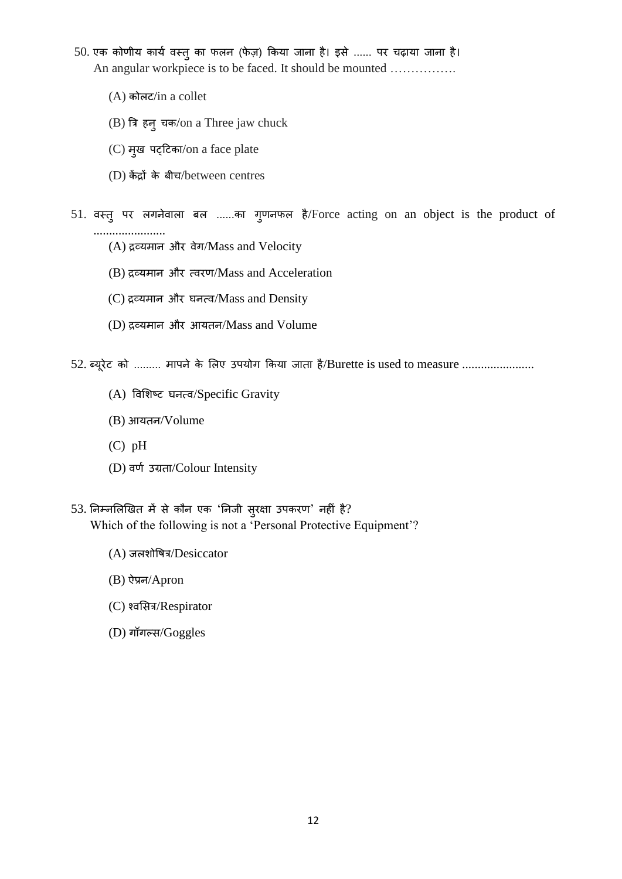50. एक कोणीय कार्य वस्तु का फलन (फेज़) किया जाना है। इसे ...... पर चढ़ाया जाना है।
An angular workpiece is to be faced. It should be mounted …………….

(A) कोलट/in a collet

(B) त्रि हनु चक/on a Three jaw chuck

(C) मुख पट्टिका/on a face plate

(D) केंद्रों के बीच/between centres

51. वस्तु पर लगनेवाला बल ......का गुणनफल है/Force acting on an object is the product of .......................

(A) द्रव्यमान और वेग/Mass and Velocity

(B) द्रव्यमान और त्वरण/Mass and Acceleration

(C) द्रव्यमान और घनत्व/Mass and Density

(D) द्रव्यमान और आयतन/Mass and Volume

52. ब्यूरेट को ......... मापने के लिए उपयोग किया जाता है/Burette is used to measure .......................

(A) विशिष्ट घनत्व/Specific Gravity

(B) आयतन/Volume

(C) pH

(D) वर्ण उग्रता/Colour Intensity

53. निम्नलिखित में से कौन एक 'निजी सुरक्षा उपकरण' नहीं है?
Which of the following is not a 'Personal Protective Equipment'?

(A) जलशोषित्र/Desiccator

(B) ऐप्रन/Apron

(C) श्वसित्र/Respirator

(D) गॉगल्स/Goggles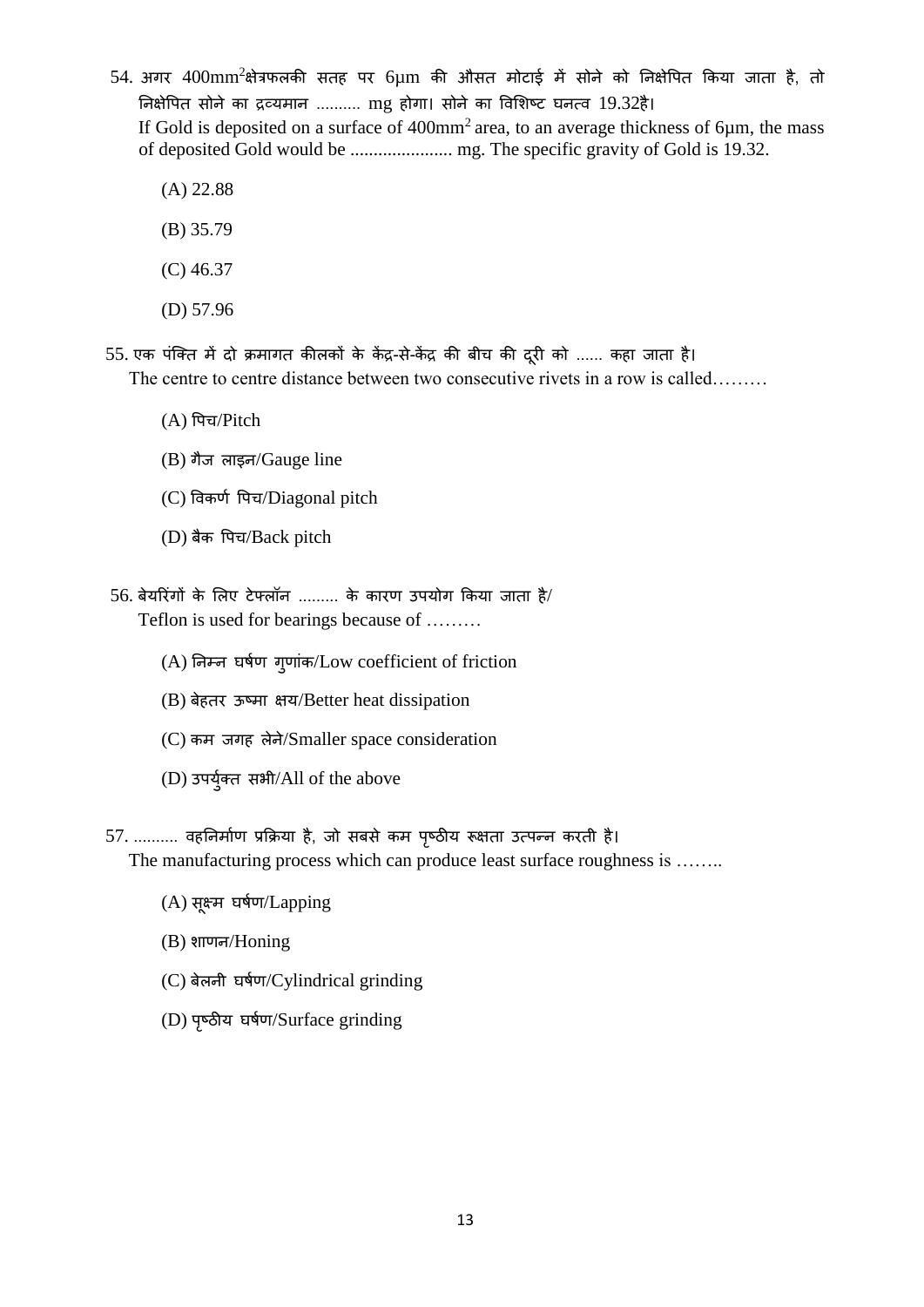54. अगर $400 mm^2$क्षेत्रफलकी सतह पर $6 \mu m$ की औसत मोटाई में सोने को निक्षेपित किया जाता है, तो निक्षेपित सोने का द्रव्यमान .......... mg होगा। सोने का विशिष्ट घनत्व 19.32है।
If Gold is deposited on a surface of $400 mm^2$ area, to an average thickness of $6 \mu m$, the mass of deposited Gold would be ...................... mg. The specific gravity of Gold is 19.32.

(A) 22.88

(B) 35.79

(C) 46.37

(D) 57.96

55. एक पंक्ति में दो क्रमागत कीलकों के केंद्र-से-केंद्र की बीच की दूरी को ...... कहा जाता है।
The centre to centre distance between two consecutive rivets in a row is called………

(A) पिच/Pitch

(B) गैज लाइन/Gauge line

(C) विकर्ण पिच/Diagonal pitch

(D) बैक पिच/Back pitch

56. बेयरिंगों के लिए टेफ्लॉन ......... के कारण उपयोग किया जाता है/
Teflon is used for bearings because of ………

(A) निम्न घर्षण गुणांक/Low coefficient of friction

(B) बेहतर ऊष्मा क्षय/Better heat dissipation

(C) कम जगह लेने/Smaller space consideration

(D) उपर्युक्त सभी/All of the above

57. .......... वहनिर्माण प्रक्रिया है, जो सबसे कम पृष्ठीय रूक्षता उत्पन्न करती है।
The manufacturing process which can produce least surface roughness is ……..

(A) सूक्ष्म घर्षण/Lapping

(B) शाणन/Honing

(C) बेलनी घर्षण/Cylindrical grinding

(D) पृष्ठीय घर्षण/Surface grinding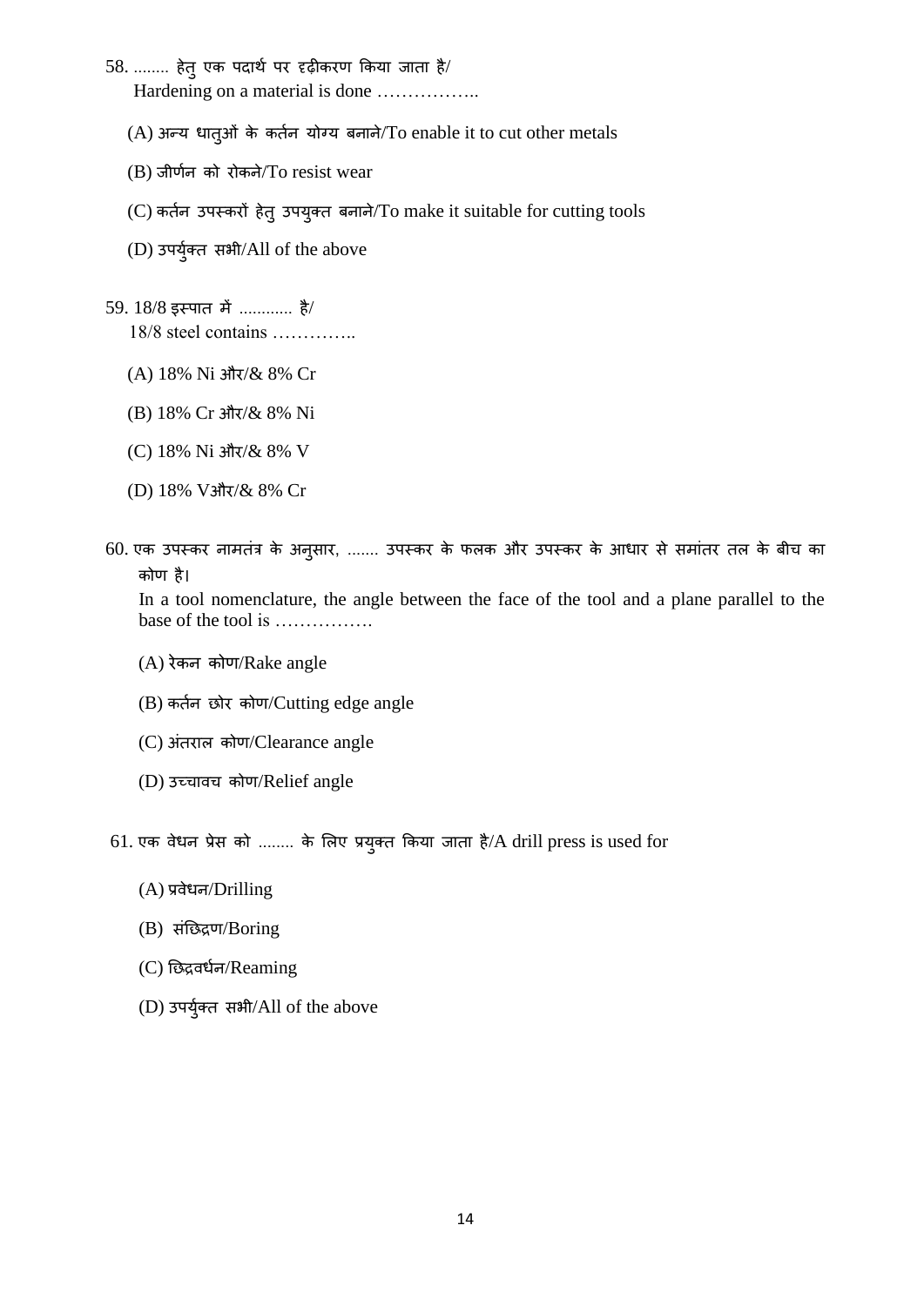58. ........ हेतु एक पदार्थ पर दृढ़ीकरण किया जाता है/
Hardening on a material is done ……………..

(A) अन्य धातुओं के कर्तन योग्य बनाने/To enable it to cut other metals

(B) जीर्णन को रोकने/To resist wear

(C) कर्तन उपस्करों हेतु उपयुक्त बनाने/To make it suitable for cutting tools

(D) उपर्युक्त सभी/All of the above

59. 18/8 इस्पात में ............ है/
18/8 steel contains …………..

(A) 18% Ni और/& 8% Cr

(B) 18% Cr और/& 8% Ni

(C) 18% Ni और/& 8% V

(D) 18% Vऔर/& 8% Cr

60. एक उपस्कर नामतंत्र के अनुसार, ....... उपस्कर के फलक और उपस्कर के आधार से समांतर तल के बीच का कोण है।
In a tool nomenclature, the angle between the face of the tool and a plane parallel to the base of the tool is …………….

(A) रेकन कोण/Rake angle

(B) कर्तन छोर कोण/Cutting edge angle

(C) अंतराल कोण/Clearance angle

(D) उच्चावच कोण/Relief angle

61. एक वेधन प्रेस को ........ के लिए प्रयुक्त किया जाता है/A drill press is used for

(A) प्रवेधन/Drilling

(B) संछिद्रण/Boring

(C) छिद्रवर्धन/Reaming

(D) उपर्युक्त सभी/All of the above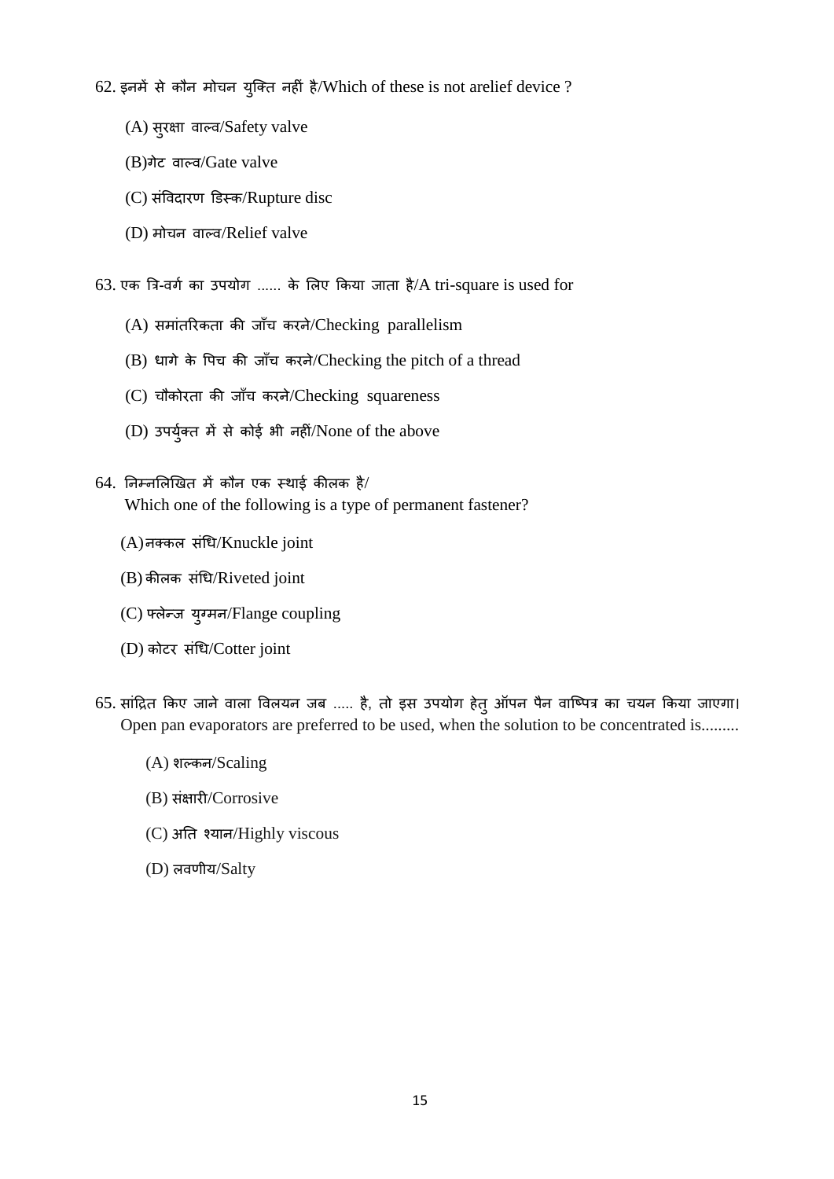62. इनमें से कौन मोचन युक्ति नहीं है/Which of these is not arelief device ?

(A) सुरक्षा वाल्व/Safety valve

(B)गेट वाल्व/Gate valve

(C) संविदारण डिस्क/Rupture disc

(D) मोचन वाल्व/Relief valve

63. एक त्रि-वर्ग का उपयोग ...... के लिए किया जाता है/A tri-square is used for

(A) समांतरिकता की जाँच करने/Checking parallelism

(B) धागे के पिच की जाँच करने/Checking the pitch of a thread

(C) चौकोरता की जाँच करने/Checking squareness

(D) उपर्युक्त में से कोई भी नहीं/None of the above

64. निम्नलिखित में कौन एक स्थाई कीलक है/
Which one of the following is a type of permanent fastener?

(A)नक्कल संधि/Knuckle joint

(B) कीलक संधि/Riveted joint

(C) फ्लेन्ज युग्मन/Flange coupling

(D) कोटर संधि/Cotter joint

65. सांद्रित किए जाने वाला विलयन जब ..... है, तो इस उपयोग हेतु ऑपन पैन वाष्पित्र का चयन किया जाएगा।
Open pan evaporators are preferred to be used, when the solution to be concentrated is.........

(A) शल्कन/Scaling

(B) संक्षारी/Corrosive

(C) अति श्यान/Highly viscous

(D) लवणीय/Salty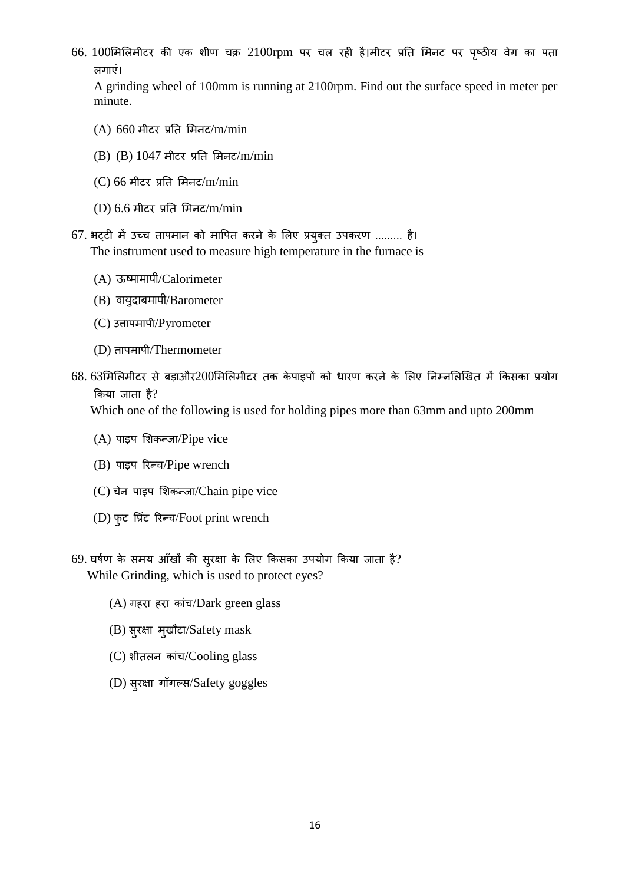66. 100मिलिमीटर की एक शीण चक्र 2100rpm पर चल रही है।मीटर प्रति मिनट पर पृष्ठीय वेग का पता लगाएं।

A grinding wheel of 100mm is running at 2100rpm. Find out the surface speed in meter per minute.

(A) 660 मीटर प्रति मिनट/m/min

(B) (B) 1047 मीटर प्रति मिनट/m/min

(C) 66 मीटर प्रति मिनट/m/min

(D) 6.6 मीटर प्रति मिनट/m/min

67. भट्टी में उच्च तापमान को मापित करने के लिए प्रयुक्त उपकरण ......... है।

The instrument used to measure high temperature in the furnace is

(A) ऊष्मामापी/Calorimeter

(B) वायुदाबमापी/Barometer

(C) उत्तापमापी/Pyrometer

(D) तापमापी/Thermometer

68. 63मिलिमीटर से बड़ाऔर200मिलिमीटर तक केपाइपों को धारण करने के लिए निम्नलिखित में किसका प्रयोग किया जाता है?

Which one of the following is used for holding pipes more than 63mm and upto 200mm

(A) पाइप शिकन्जा/Pipe vice

(B) पाइप रिन्च/Pipe wrench

(C) चेन पाइप शिकन्जा/Chain pipe vice

(D) फुट प्रिंट रिन्च/Foot print wrench

69. घर्षण के समय आँखों की सुरक्षा के लिए किसका उपयोग किया जाता है?

While Grinding, which is used to protect eyes?

(A) गहरा हरा कांच/Dark green glass

(B) सुरक्षा मुखौटा/Safety mask

(C) शीतलन कांच/Cooling glass

(D) सुरक्षा गॉगल्स/Safety goggles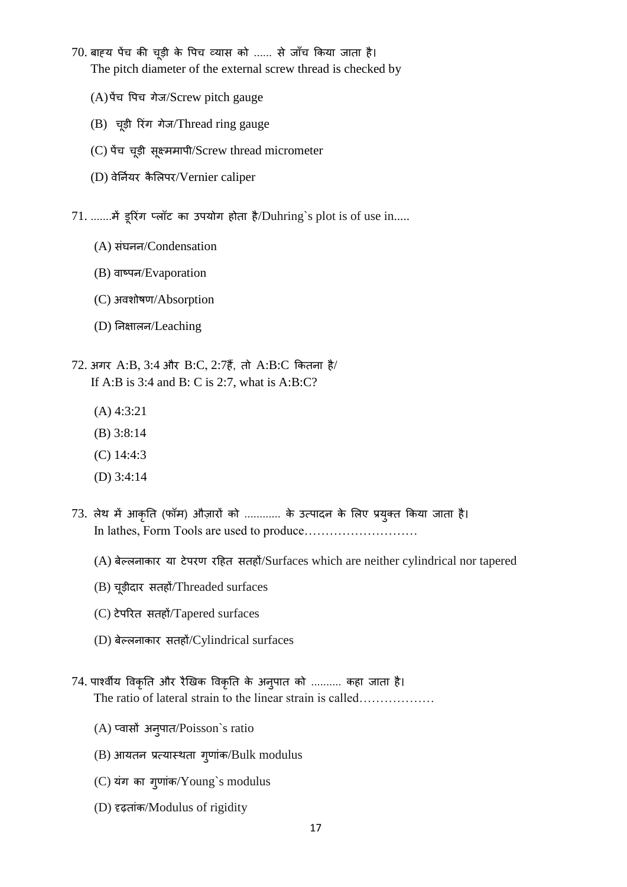70. बाह्य पेंच की चूड़ी के पिच व्यास को ...... से जाँच किया जाता है।
The pitch diameter of the external screw thread is checked by

(A) पेंच पिच गेज/Screw pitch gauge

(B) चूड़ी रिंग गेज/Thread ring gauge

(C) पेंच चूड़ी सूक्ष्ममापी/Screw thread micrometer

(D) वेर्नियर कैलिपर/Vernier caliper

71. .......में डूरिंग प्लॉट का उपयोग होता है/Duhring`s plot is of use in.....

(A) संघनन/Condensation

(B) वाष्पन/Evaporation

(C) अवशोषण/Absorption

(D) निक्षालन/Leaching

72. अगर A:B, 3:4 और B:C, 2:7हैं, तो A:B:C कितना है/
If A:B is 3:4 and B: C is 2:7, what is A:B:C?

(A) 4:3:21

(B) 3:8:14

(C) 14:4:3

(D) 3:4:14

73. लेथ में आकृति (फॉम) औज़ारों को ............ के उत्पादन के लिए प्रयुक्त किया जाता है।
In lathes, Form Tools are used to produce………………………

(A) बेल्लनाकार या टेपरण रहित सतहों/Surfaces which are neither cylindrical nor tapered

(B) चूड़ीदार सतहों/Threaded surfaces

(C) टेपरित सतहों/Tapered surfaces

(D) बेल्लनाकार सतहों/Cylindrical surfaces

74. पार्श्वीय विकृति और रैखिक विकृति के अनुपात को .......... कहा जाता है।
The ratio of lateral strain to the linear strain is called………………

(A) प्वासों अनुपात/Poisson`s ratio

(B) आयतन प्रत्यास्थता गुणांक/Bulk modulus

(C) यंग का गुणांक/Young`s modulus

(D) दृढ़तांक/Modulus of rigidity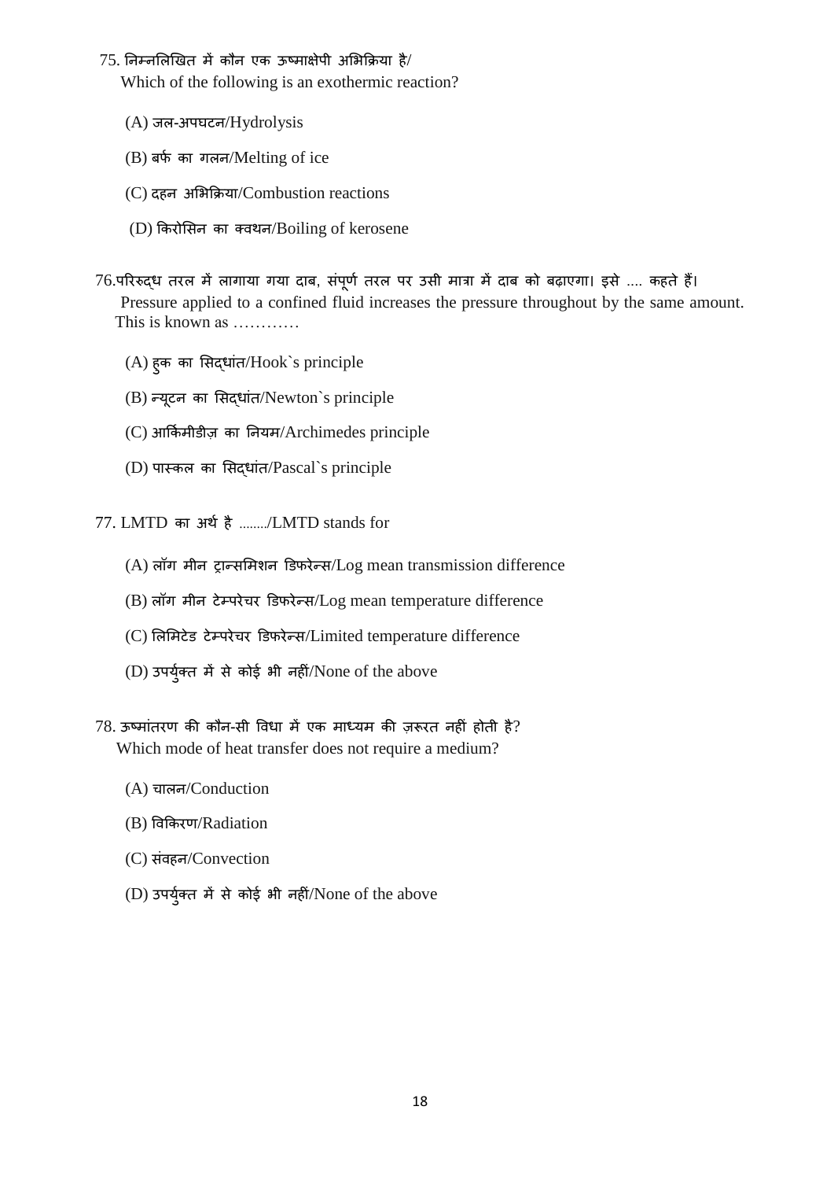75. निम्नलिखित में कौन एक ऊष्माक्षेपी अभिक्रिया है/
Which of the following is an exothermic reaction?

(A) जल-अपघटन/Hydrolysis

(B) बर्फ का गलन/Melting of ice

(C) दहन अभिक्रिया/Combustion reactions

(D) किरोसिन का क्वथन/Boiling of kerosene

76.परिरुद्ध तरल में लागाया गया दाब, संपूर्ण तरल पर उसी मात्रा में दाब को बढ़ाएगा। इसे .... कहते हैं।
Pressure applied to a confined fluid increases the pressure throughout by the same amount. This is known as …………

(A) हुक का सिद्धांत/Hook`s principle

(B) न्यूटन का सिद्धांत/Newton`s principle

(C) आर्किमीड़ीज़ का नियम/Archimedes principle

(D) पास्कल का सिद्धांत/Pascal`s principle

77. LMTD का अर्थ है ......../LMTD stands for

(A) लॉग मीन ट्रान्समिशन डिफरेन्स/Log mean transmission difference

(B) लॉग मीन टेम्परेचर डिफरेन्स/Log mean temperature difference

(C) लिमिटेड टेम्परेचर डिफरेन्स/Limited temperature difference

(D) उपर्युक्त में से कोई भी नहीं/None of the above

78. ऊष्मांतरण की कौन-सी विधा में एक माध्यम की ज़रूरत नहीं होती है?
Which mode of heat transfer does not require a medium?

(A) चालन/Conduction

(B) विकिरण/Radiation

(C) संवहन/Convection

(D) उपर्युक्त में से कोई भी नहीं/None of the above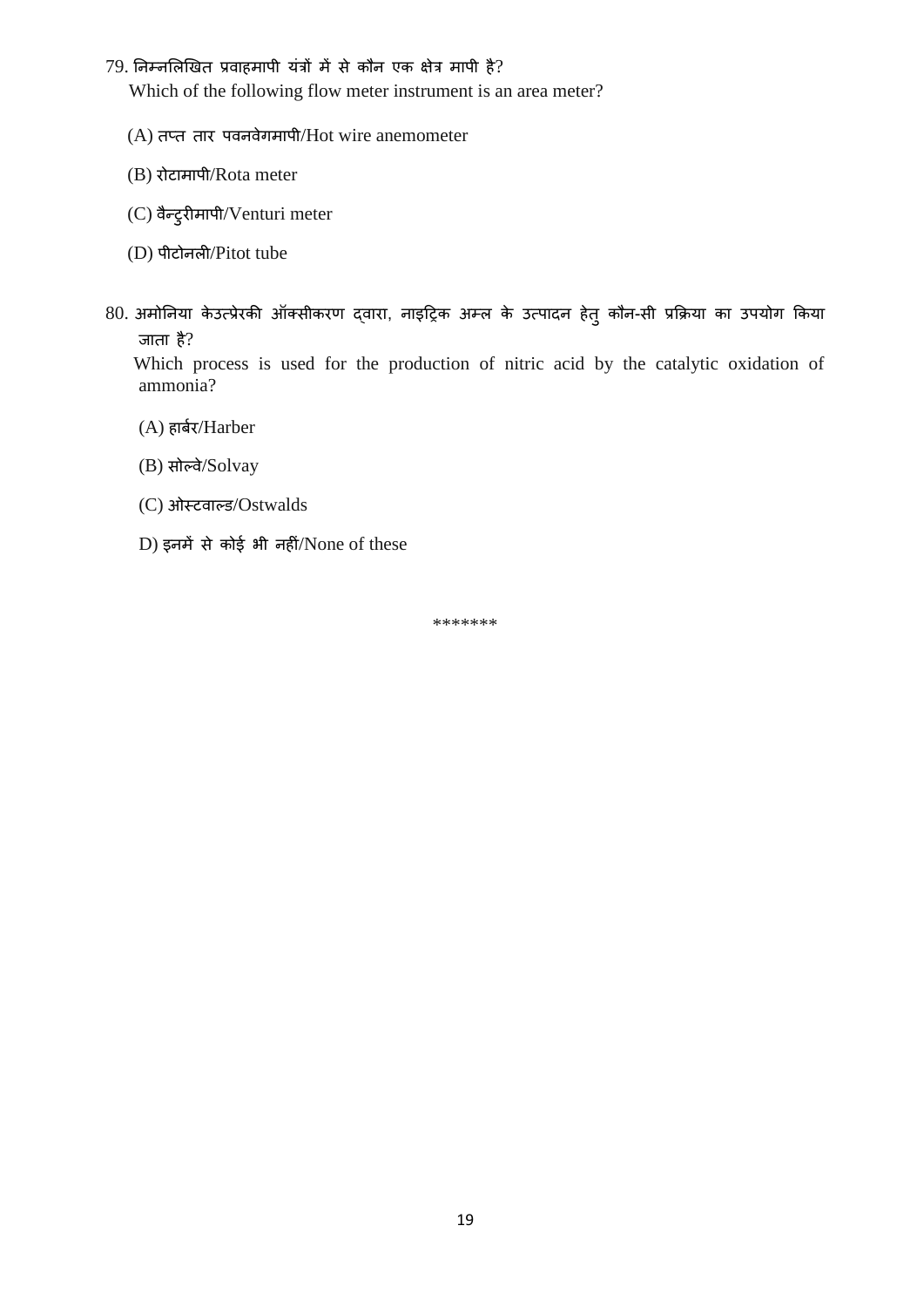79. निम्नलिखित प्रवाहमापी यंत्रों में से कौन एक क्षेत्र मापी है?
Which of the following flow meter instrument is an area meter?

(A) तप्त तार पवनवेगमापी/Hot wire anemometer

(B) रोटामापी/Rota meter

(C) वैन्टुरीमापी/Venturi meter

(D) पीटोनली/Pitot tube

80. अमोनिया केउत्प्रेरकी ऑक्सीकरण द्वारा, नाइट्रिक अम्ल के उत्पादन हेतु कौन-सी प्रक्रिया का उपयोग किया जाता है?
Which process is used for the production of nitric acid by the catalytic oxidation of ammonia?

(A) हार्बर/Harber

(B) सोल्वे/Solvay

(C) ओस्टवाल्ड/Ostwalds

D) इनमें से कोई भी नहीं/None of these

*******